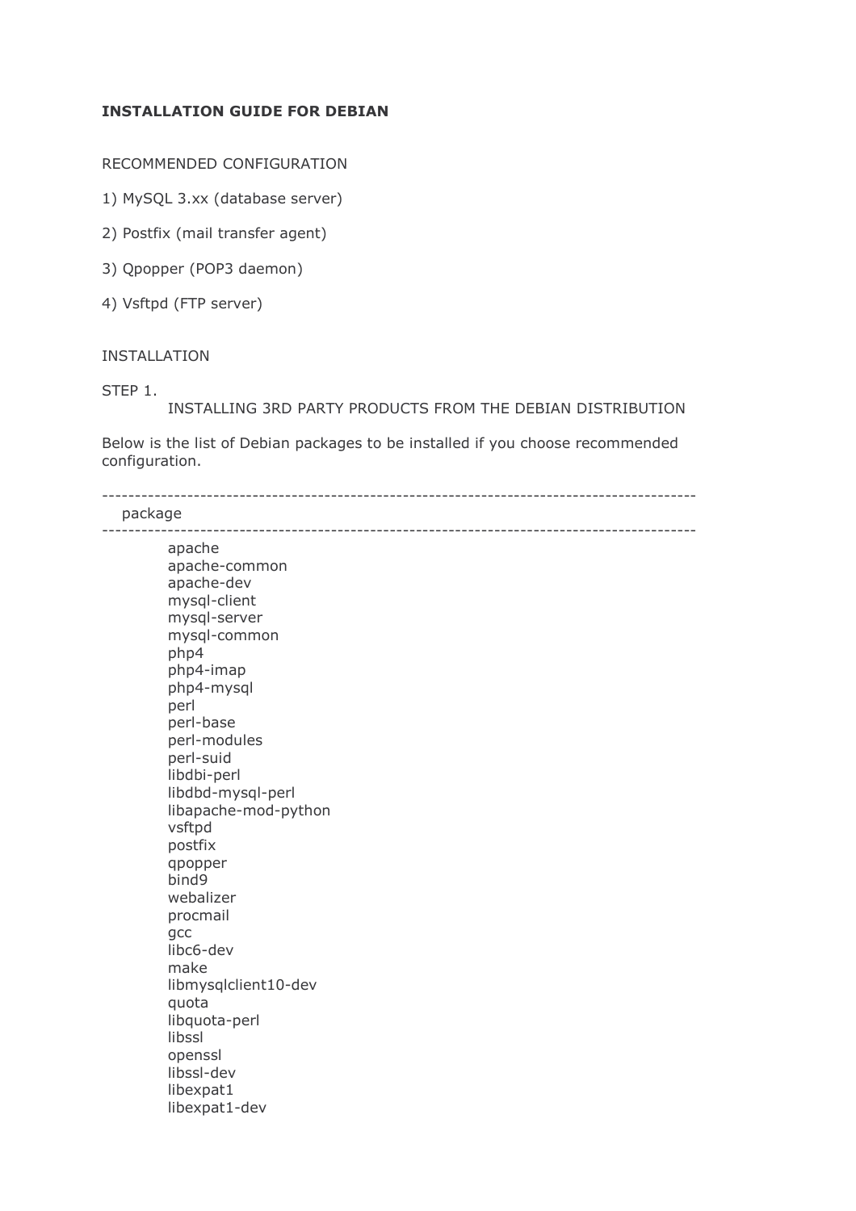# INSTALLATION GUIDE FOR DEBIAN

RECOMMENDED CONFIGURATION

1) MySQL 3.xx (database server)

2) Postfix (mail transfer agent)

3) Qpopper (POP3 daemon)

4) Vsftpd (FTP server)

INSTALLATION

STEP 1.
INSTALLING 3RD PARTY PRODUCTS FROM THE DEBIAN DISTRIBUTION

Below is the list of Debian packages to be installed if you choose recommended configuration.

```
------------------------------------------------------------------------------------------
   package
------------------------------------------------------------------------------------------
          apache
          apache-common
          apache-dev
          mysql-client
          mysql-server
          mysql-common
          php4
          php4-imap
          php4-mysql
          perl
          perl-base
          perl-modules
          perl-suid
          libdbi-perl
          libdbd-mysql-perl
          libapache-mod-python
          vsftpd
          postfix
          qpopper
          bind9
          webalizer
          procmail
          gcc
          libc6-dev
          make
          libmysqlclient10-dev
          quota
          libquota-perl
          libssl
          openssl
          libssl-dev
          libexpat1
          libexpat1-dev
```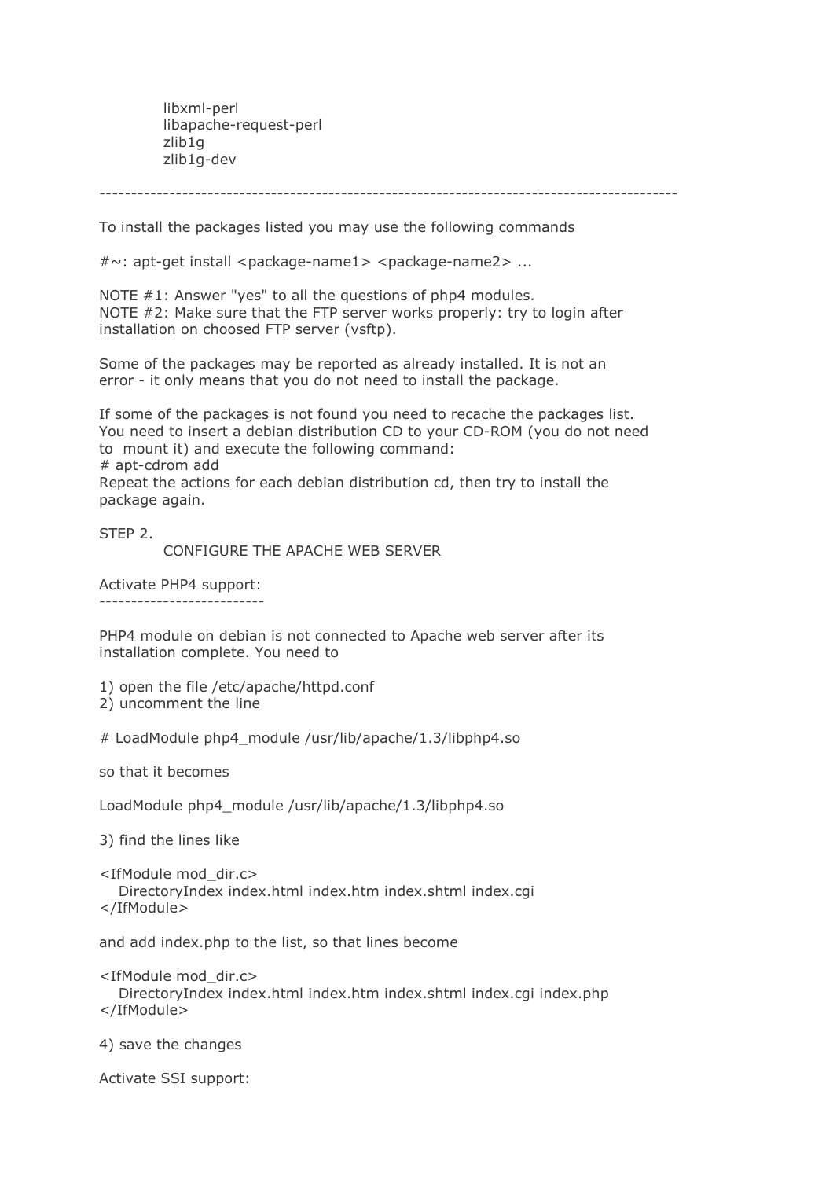libxml-perl
libapache-request-perl
zlib1g
zlib1g-dev

-------------------------------------------------------------------------------------------

To install the packages listed you may use the following commands

```
#~: apt-get install <package-name1> <package-name2> ...
```

NOTE #1: Answer "yes" to all the questions of php4 modules.
NOTE #2: Make sure that the FTP server works properly: try to login after installation on choosed FTP server (vsftp).

Some of the packages may be reported as already installed. It is not an error - it only means that you do not need to install the package.

If some of the packages is not found you need to recache the packages list. You need to insert a debian distribution CD to your CD-ROM (you do not need to mount it) and execute the following command:

```
# apt-cdrom add
```

Repeat the actions for each debian distribution cd, then try to install the package again.

STEP 2.
CONFIGURE THE APACHE WEB SERVER

Activate PHP4 support:
--------------------------

PHP4 module on debian is not connected to Apache web server after its installation complete. You need to

1) open the file /etc/apache/httpd.conf
2) uncomment the line

```
# LoadModule php4_module /usr/lib/apache/1.3/libphp4.so
```

so that it becomes

```
LoadModule php4_module /usr/lib/apache/1.3/libphp4.so
```

3) find the lines like

```
<IfModule mod_dir.c>
   DirectoryIndex index.html index.htm index.shtml index.cgi
</IfModule>
```

and add index.php to the list, so that lines become

```
<IfModule mod_dir.c>
   DirectoryIndex index.html index.htm index.shtml index.cgi index.php
</IfModule>
```

4) save the changes

Activate SSI support: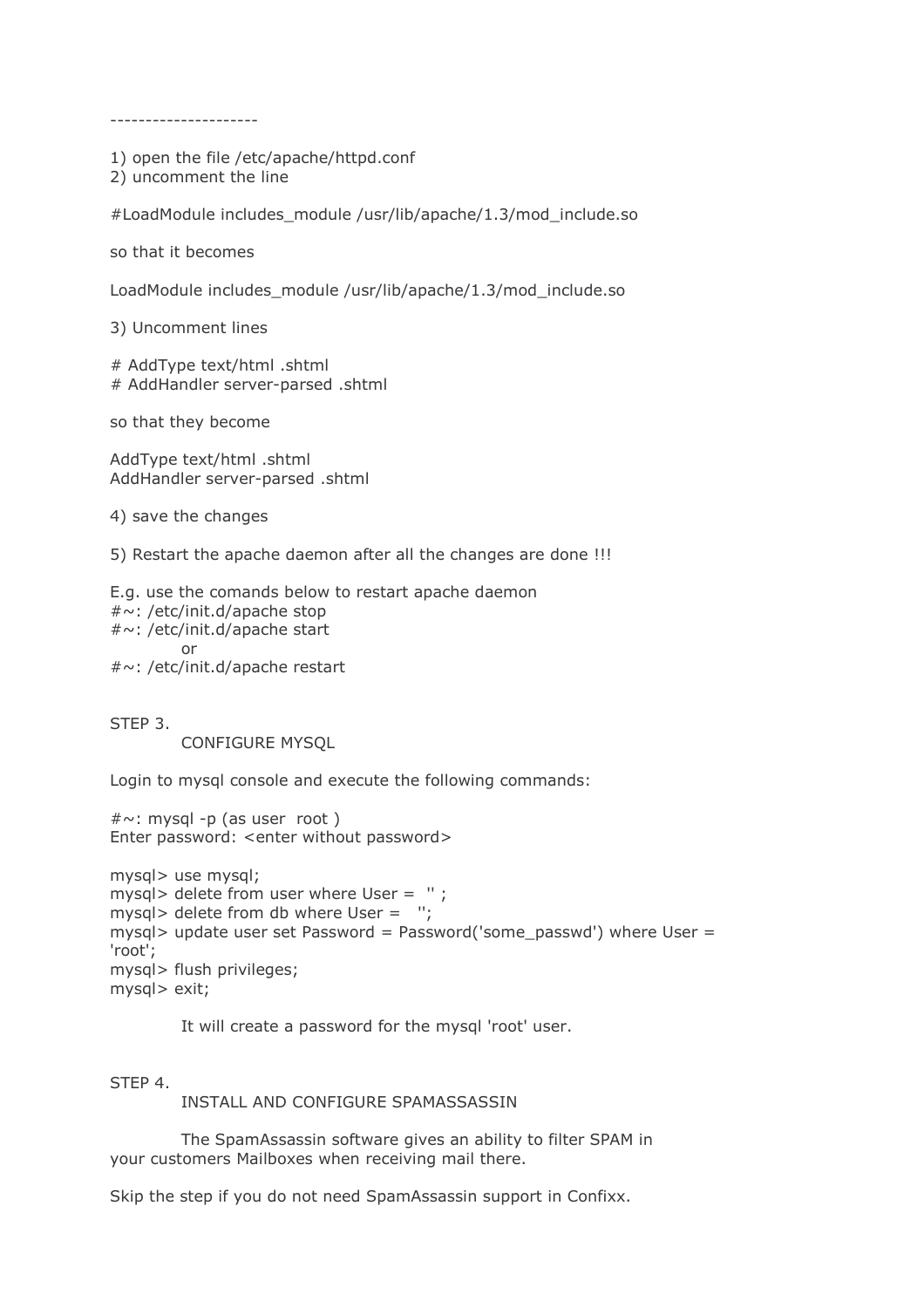---------------------

1) open the file /etc/apache/httpd.conf
2) uncomment the line

```
#LoadModule includes_module /usr/lib/apache/1.3/mod_include.so
```

so that it becomes

```
LoadModule includes_module /usr/lib/apache/1.3/mod_include.so
```

3) Uncomment lines

```
# AddType text/html .shtml
# AddHandler server-parsed .shtml
```

so that they become

```
AddType text/html .shtml
AddHandler server-parsed .shtml
```

4) save the changes

5) Restart the apache daemon after all the changes are done !!!

E.g. use the comands below to restart apache daemon

```
#~: /etc/init.d/apache stop
#~: /etc/init.d/apache start
        or
#~: /etc/init.d/apache restart
```

STEP 3.
CONFIGURE MYSQL

Login to mysql console and execute the following commands:

```
#~: mysql -p (as user  root )
Enter password: <enter without password>

mysql> use mysql;
mysql> delete from user where User =  '' ;
mysql> delete from db where User =   '';
mysql> update user set Password = Password('some_passwd') where User =
'root';
mysql> flush privileges;
mysql> exit;
```

It will create a password for the mysql 'root' user.

STEP 4.
INSTALL AND CONFIGURE SPAMASSASSIN

The SpamAssassin software gives an ability to filter SPAM in your customers Mailboxes when receiving mail there.

Skip the step if you do not need SpamAssassin support in Confixx.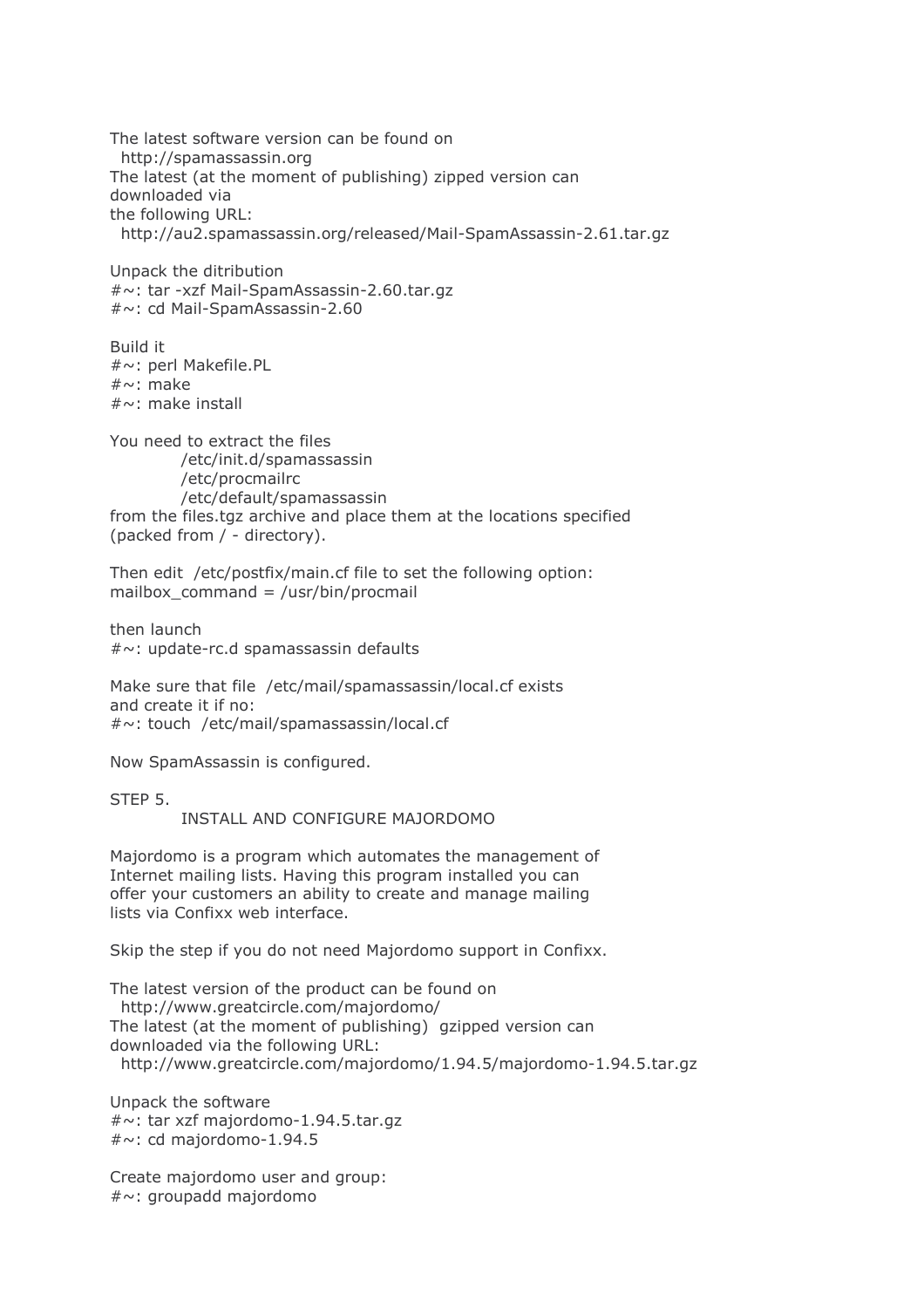The latest software version can be found on
  http://spamassassin.org
The latest (at the moment of publishing) zipped version can downloaded via
the following URL:
  http://au2.spamassassin.org/released/Mail-SpamAssassin-2.61.tar.gz

Unpack the ditribution

```
#~: tar -xzf Mail-SpamAssassin-2.60.tar.gz
#~: cd Mail-SpamAssassin-2.60
```

Build it

```
#~: perl Makefile.PL
#~: make
#~: make install
```

You need to extract the files

```
        /etc/init.d/spamassassin
        /etc/procmailrc
        /etc/default/spamassassin
```

from the files.tgz archive and place them at the locations specified (packed from / - directory).

Then edit /etc/postfix/main.cf file to set the following option:
mailbox_command = /usr/bin/procmail

then launch

```
#~: update-rc.d spamassassin defaults
```

Make sure that file /etc/mail/spamassassin/local.cf exists and create it if no:

```
#~: touch /etc/mail/spamassassin/local.cf
```

Now SpamAssassin is configured.

STEP 5.
        INSTALL AND CONFIGURE MAJORDOMO

Majordomo is a program which automates the management of Internet mailing lists. Having this program installed you can offer your customers an ability to create and manage mailing lists via Confixx web interface.

Skip the step if you do not need Majordomo support in Confixx.

The latest version of the product can be found on
  http://www.greatcircle.com/majordomo/
The latest (at the moment of publishing) gzipped version can downloaded via the following URL:
  http://www.greatcircle.com/majordomo/1.94.5/majordomo-1.94.5.tar.gz

Unpack the software

```
#~: tar xzf majordomo-1.94.5.tar.gz
#~: cd majordomo-1.94.5
```

Create majordomo user and group:

```
#~: groupadd majordomo
```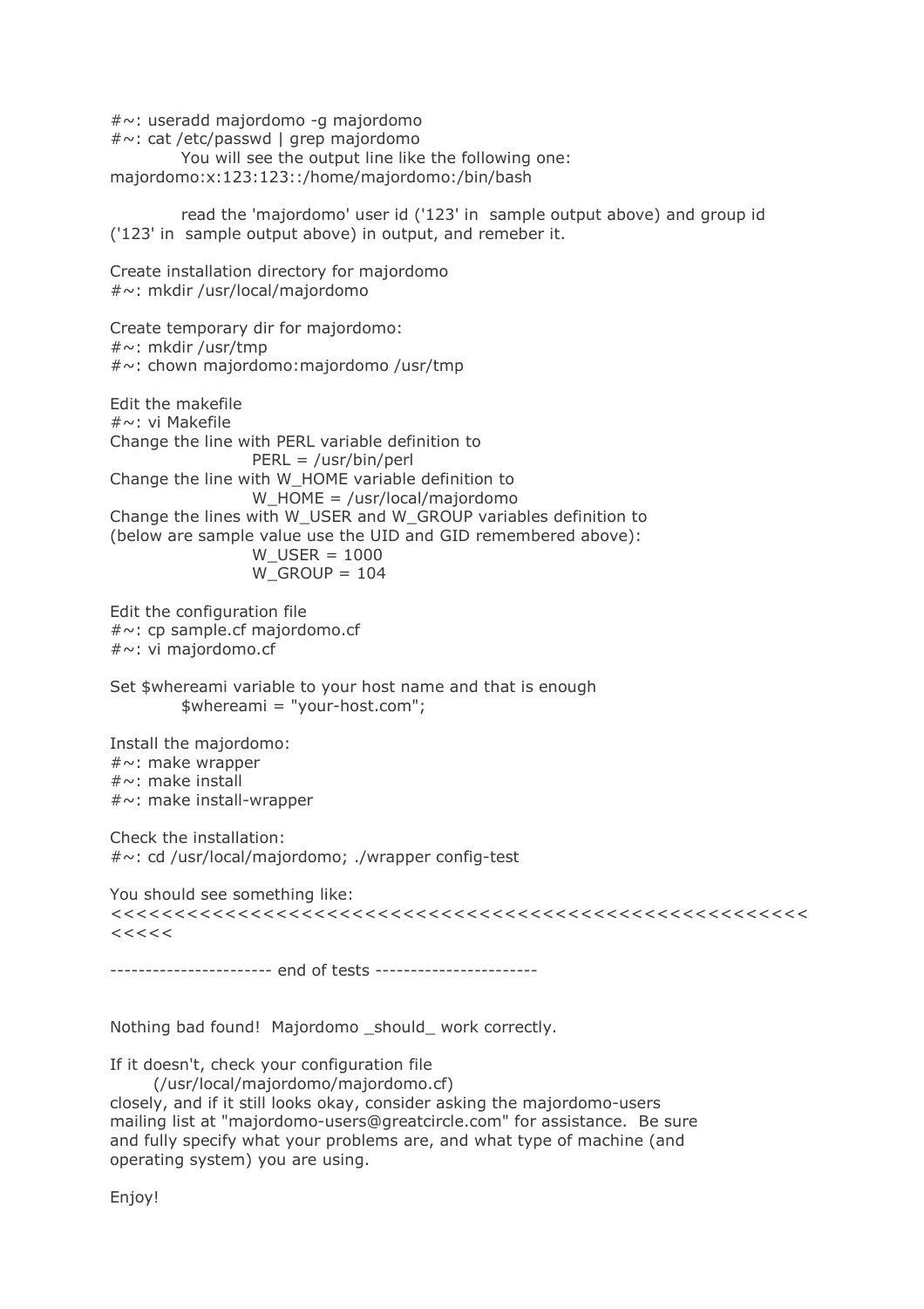#~: useradd majordomo -g majordomo
#~: cat /etc/passwd | grep majordomo
You will see the output line like the following one:
majordomo:x:123:123::/home/majordomo:/bin/bash

read the 'majordomo' user id ('123' in sample output above) and group id ('123' in sample output above) in output, and remeber it.

Create installation directory for majordomo
#~: mkdir /usr/local/majordomo

Create temporary dir for majordomo:
#~: mkdir /usr/tmp
#~: chown majordomo:majordomo /usr/tmp

Edit the makefile
#~: vi Makefile
Change the line with PERL variable definition to
PERL = /usr/bin/perl
Change the line with W_HOME variable definition to
W_HOME = /usr/local/majordomo
Change the lines with W_USER and W_GROUP variables definition to
(below are sample value use the UID and GID remembered above):
W_USER = 1000
W_GROUP = 104

Edit the configuration file
#~: cp sample.cf majordomo.cf
#~: vi majordomo.cf

Set $whereami variable to your host name and that is enough
$whereami = "your-host.com";

Install the majordomo:
#~: make wrapper
#~: make install
#~: make install-wrapper

Check the installation:
#~: cd /usr/local/majordomo; ./wrapper config-test

You should see something like:
<<<<<<<<<<<<<<<<<<<<<<<<<<<<<<<<<<<<<<<<<<<<<<<<<<<<<<<<<<<<<<

---------------------- end of tests ----------------------

Nothing bad found! Majordomo _should_ work correctly.

If it doesn't, check your configuration file
(/usr/local/majordomo/majordomo.cf)
closely, and if it still looks okay, consider asking the majordomo-users mailing list at "majordomo-users@greatcircle.com" for assistance. Be sure and fully specify what your problems are, and what type of machine (and operating system) you are using.

Enjoy!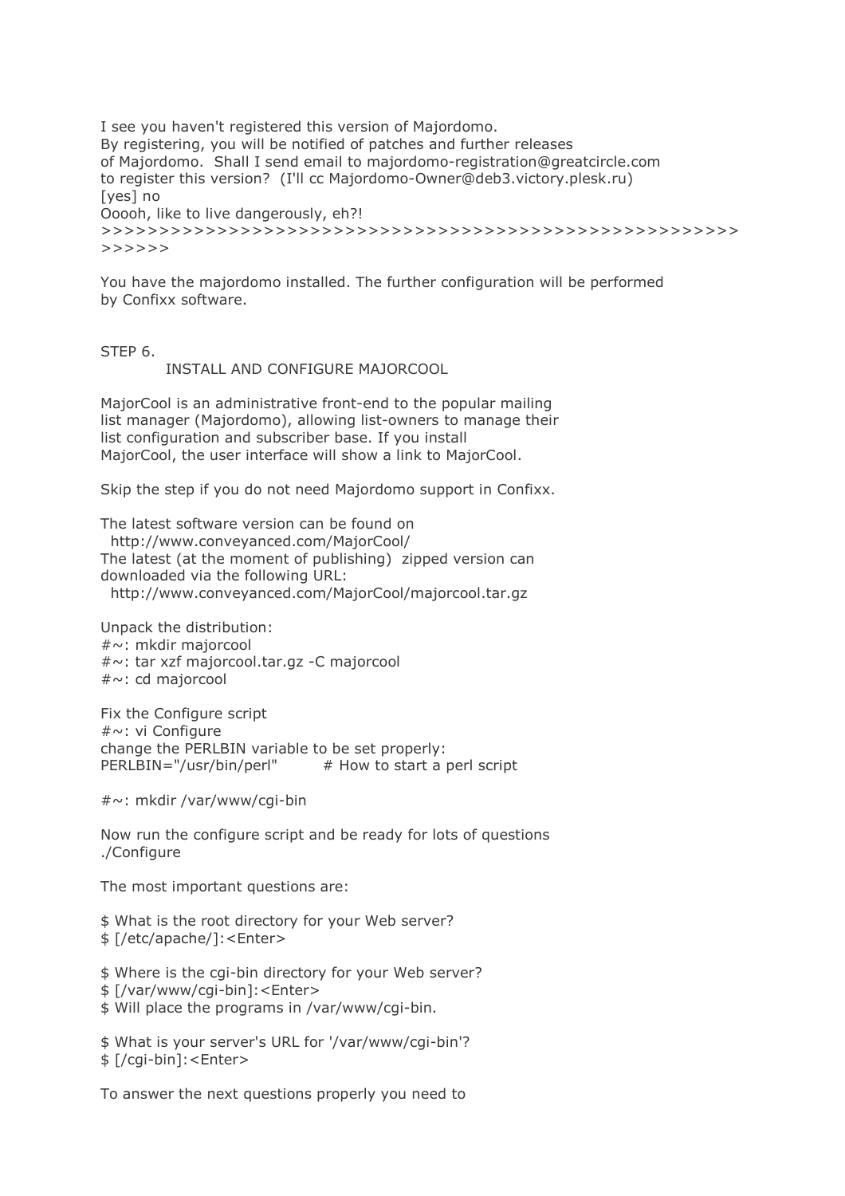I see you haven't registered this version of Majordomo.
By registering, you will be notified of patches and further releases
of Majordomo. Shall I send email to majordomo-registration@greatcircle.com
to register this version? (I'll cc Majordomo-Owner@deb3.victory.plesk.ru)
[yes] no
Ooooh, like to live dangerously, eh?!
>>>>>>>>>>>>>>>>>>>>>>>>>>>>>>>>>>>>>>>>>>>>>>>>>>>>>>
>>>>>>

You have the majordomo installed. The further configuration will be performed by Confixx software.

STEP 6.

INSTALL AND CONFIGURE MAJORCOOL

MajorCool is an administrative front-end to the popular mailing list manager (Majordomo), allowing list-owners to manage their list configuration and subscriber base. If you install MajorCool, the user interface will show a link to MajorCool.

Skip the step if you do not need Majordomo support in Confixx.

The latest software version can be found on
http://www.conveyanced.com/MajorCool/
The latest (at the moment of publishing) zipped version can downloaded via the following URL:
http://www.conveyanced.com/MajorCool/majorcool.tar.gz

Unpack the distribution:

```
#~: mkdir majorcool
#~: tar xzf majorcool.tar.gz -C majorcool
#~: cd majorcool
```

Fix the Configure script

```
#~: vi Configure
```

change the PERLBIN variable to be set properly:

```
PERLBIN="/usr/bin/perl"         # How to start a perl script
```

```
#~: mkdir /var/www/cgi-bin
```

Now run the configure script and be ready for lots of questions
./Configure

The most important questions are:

```
$ What is the root directory for your Web server?
$ [/etc/apache/]:<Enter>
```

```
$ Where is the cgi-bin directory for your Web server?
$ [/var/www/cgi-bin]:<Enter>
$ Will place the programs in /var/www/cgi-bin.
```

```
$ What is your server's URL for '/var/www/cgi-bin'?
$ [/cgi-bin]:<Enter>
```

To answer the next questions properly you need to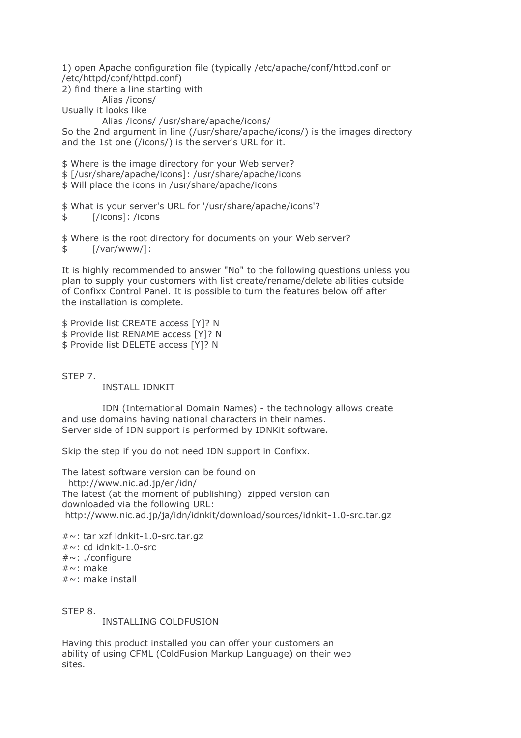1) open Apache configuration file (typically /etc/apache/conf/httpd.conf or /etc/httpd/conf/httpd.conf)
2) find there a line starting with

```
Alias /icons/
```

Usually it looks like

```
Alias /icons/ /usr/share/apache/icons/
```

So the 2nd argument in line (/usr/share/apache/icons/) is the images directory and the 1st one (/icons/) is the server's URL for it.

```
$ Where is the image directory for your Web server?
$ [/usr/share/apache/icons]: /usr/share/apache/icons
$ Will place the icons in /usr/share/apache/icons
```

```
$ What is your server's URL for '/usr/share/apache/icons'?
$       [/icons]: /icons
```

```
$ Where is the root directory for documents on your Web server?
$       [/var/www/]:
```

It is highly recommended to answer "No" to the following questions unless you plan to supply your customers with list create/rename/delete abilities outside of Confixx Control Panel. It is possible to turn the features below off after the installation is complete.

```
$ Provide list CREATE access [Y]? N
$ Provide list RENAME access [Y]? N
$ Provide list DELETE access [Y]? N
```

## STEP 7.

### INSTALL IDNKIT

IDN (International Domain Names) - the technology allows create and use domains having national characters in their names.
Server side of IDN support is performed by IDNKit software.

Skip the step if you do not need IDN support in Confixx.

The latest software version can be found on
http://www.nic.ad.jp/en/idn/
The latest (at the moment of publishing) zipped version can downloaded via the following URL:
http://www.nic.ad.jp/ja/idn/idnkit/download/sources/idnkit-1.0-src.tar.gz

```
#~: tar xzf idnkit-1.0-src.tar.gz
#~: cd idnkit-1.0-src
#~: ./configure
#~: make
#~: make install
```

## STEP 8.

### INSTALLING COLDFUSION

Having this product installed you can offer your customers an ability of using CFML (ColdFusion Markup Language) on their web sites.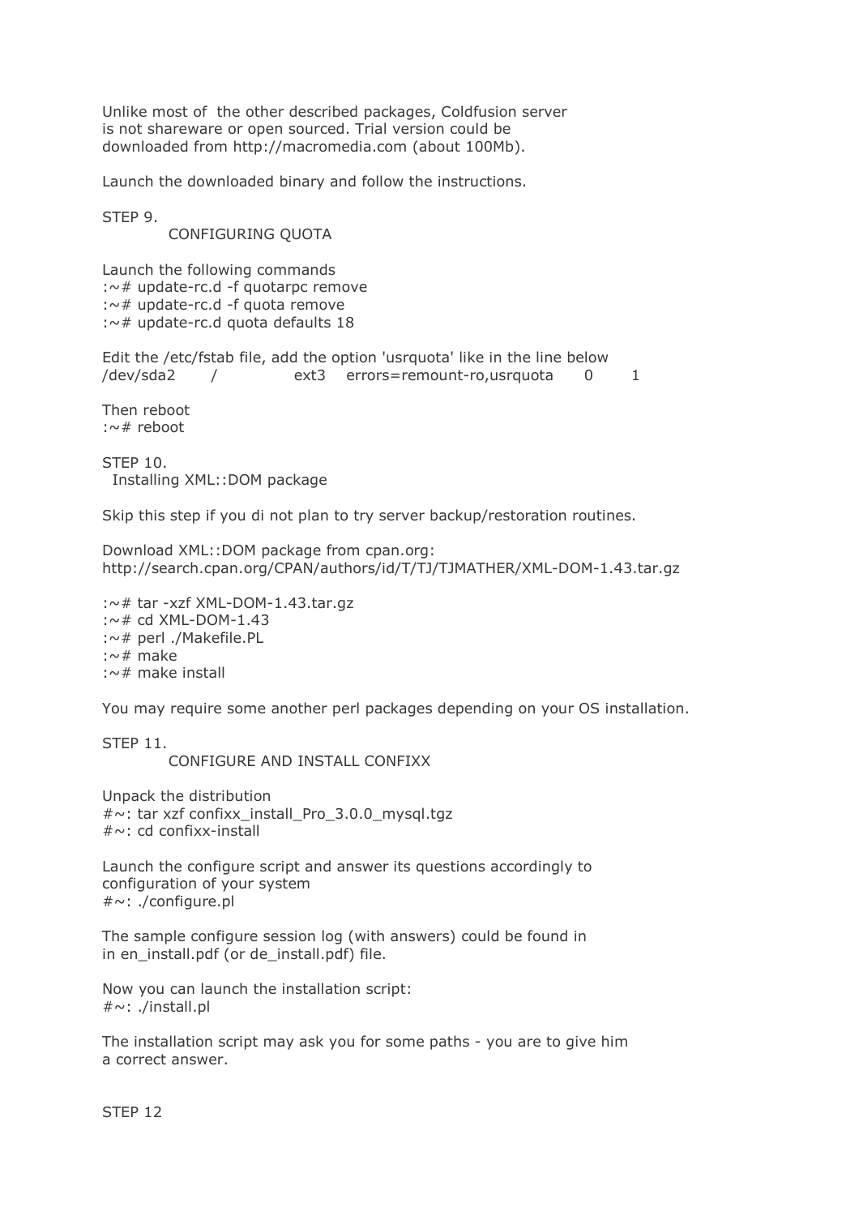Unlike most of the other described packages, Coldfusion server is not shareware or open sourced. Trial version could be downloaded from http://macromedia.com (about 100Mb).

Launch the downloaded binary and follow the instructions.

STEP 9.

CONFIGURING QUOTA

Launch the following commands

```
:~# update-rc.d -f quotarpc remove
:~# update-rc.d -f quota remove
:~# update-rc.d quota defaults 18
```

Edit the /etc/fstab file, add the option 'usrquota' like in the line below

```
/dev/sda2       /       ext3    errors=remount-ro,usrquota      0       1
```

Then reboot

```
:~# reboot
```

STEP 10.

Installing XML::DOM package

Skip this step if you di not plan to try server backup/restoration routines.

Download XML::DOM package from cpan.org:
http://search.cpan.org/CPAN/authors/id/T/TJ/TJMATHER/XML-DOM-1.43.tar.gz

```
:~# tar -xzf XML-DOM-1.43.tar.gz
:~# cd XML-DOM-1.43
:~# perl ./Makefile.PL
:~# make
:~# make install
```

You may require some another perl packages depending on your OS installation.

STEP 11.

CONFIGURE AND INSTALL CONFIXX

Unpack the distribution

```
#~: tar xzf confixx_install_Pro_3.0.0_mysql.tgz
#~: cd confixx-install
```

Launch the configure script and answer its questions accordingly to configuration of your system

```
#~: ./configure.pl
```

The sample configure session log (with answers) could be found in in en_install.pdf (or de_install.pdf) file.

Now you can launch the installation script:

```
#~: ./install.pl
```

The installation script may ask you for some paths - you are to give him a correct answer.

STEP 12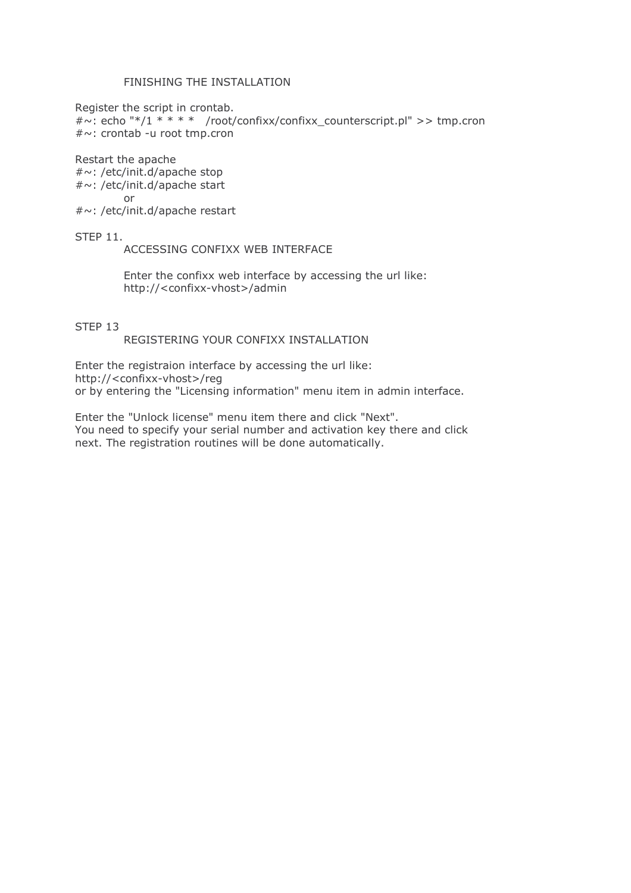FINISHING THE INSTALLATION

Register the script in crontab.

```
#~: echo "*/1 * * * *   /root/confixx/confixx_counterscript.pl" >> tmp.cron
#~: crontab -u root tmp.cron
```

Restart the apache

```
#~: /etc/init.d/apache stop
#~: /etc/init.d/apache start
        or
#~: /etc/init.d/apache restart
```

STEP 11.

ACCESSING CONFIXX WEB INTERFACE

Enter the confixx web interface by accessing the url like:
http://<confixx-vhost>/admin

STEP 13

REGISTERING YOUR CONFIXX INSTALLATION

Enter the registraion interface by accessing the url like:
http://<confixx-vhost>/reg
or by entering the "Licensing information" menu item in admin interface.

Enter the "Unlock license" menu item there and click "Next".
You need to specify your serial number and activation key there and click next. The registration routines will be done automatically.